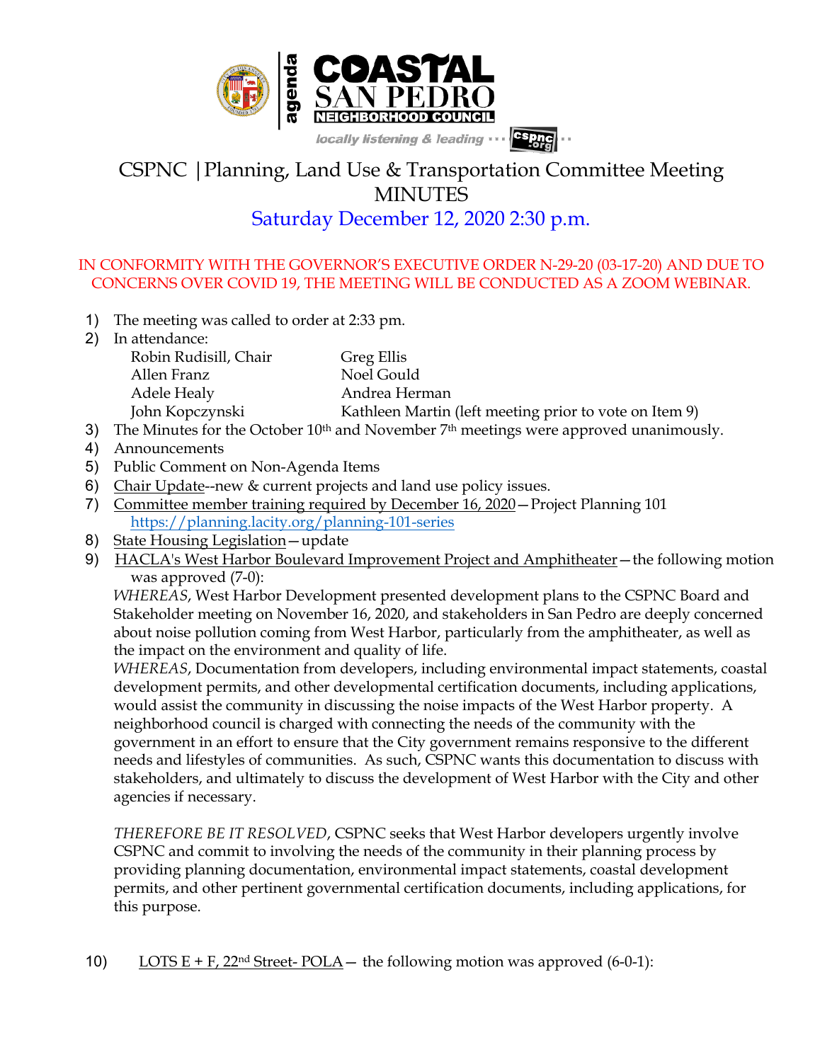# CSPNC |Planning, Land Use & Transportation Committee Meeting MINUTES

## Saturday December 12, 2020 2:30 p.m.

IN CONFORMITY WITH THE GOVERNOR'S EXECUTIVE ORDER N-29-20 (03-17-20) AND DUE TO CONCERNS OVER COVID 19, THE MEETING WILL BE CONDUCTED AS A ZOOM WEBINAR.

1) The meeting was called to order at 2:33 pm.
2) In attendance:

| | |
|---|---|
| Robin Rudisill, Chair | Greg Ellis |
| Allen Franz | Noel Gould |
| Adele Healy | Andrea Herman |
| John Kopczynski | Kathleen Martin (left meeting prior to vote on Item 9) |

3) The Minutes for the October 10th and November 7th meetings were approved unanimously.
4) Announcements
5) Public Comment on Non-Agenda Items
6) Chair Update--new & current projects and land use policy issues.
7) Committee member training required by December 16, 2020—Project Planning 101 https://planning.lacity.org/planning-101-series
8) State Housing Legislation—update
9) HACLA's West Harbor Boulevard Improvement Project and Amphitheater—the following motion was approved (7-0):

*WHEREAS*, West Harbor Development presented development plans to the CSPNC Board and Stakeholder meeting on November 16, 2020, and stakeholders in San Pedro are deeply concerned about noise pollution coming from West Harbor, particularly from the amphitheater, as well as the impact on the environment and quality of life.

*WHEREAS*, Documentation from developers, including environmental impact statements, coastal development permits, and other developmental certification documents, including applications, would assist the community in discussing the noise impacts of the West Harbor property. A neighborhood council is charged with connecting the needs of the community with the government in an effort to ensure that the City government remains responsive to the different needs and lifestyles of communities. As such, CSPNC wants this documentation to discuss with stakeholders, and ultimately to discuss the development of West Harbor with the City and other agencies if necessary.

*THEREFORE BE IT RESOLVED*, CSPNC seeks that West Harbor developers urgently involve CSPNC and commit to involving the needs of the community in their planning process by providing planning documentation, environmental impact statements, coastal development permits, and other pertinent governmental certification documents, including applications, for this purpose.

10) LOTS E + F, 22nd Street- POLA— the following motion was approved (6-0-1):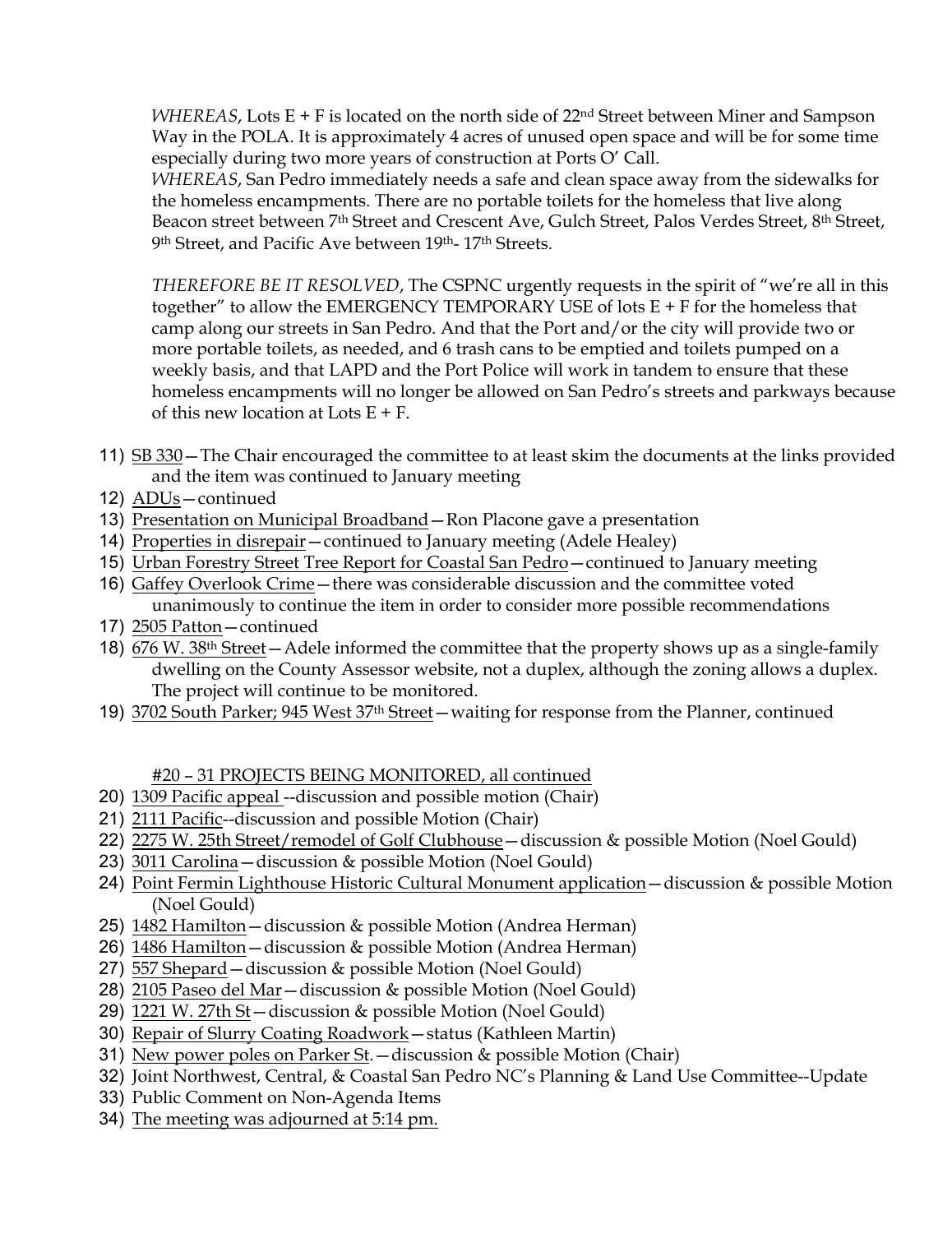*WHEREAS*, Lots E + F is located on the north side of 22nd Street between Miner and Sampson Way in the POLA. It is approximately 4 acres of unused open space and will be for some time especially during two more years of construction at Ports O' Call.
*WHEREAS*, San Pedro immediately needs a safe and clean space away from the sidewalks for the homeless encampments. There are no portable toilets for the homeless that live along Beacon street between 7th Street and Crescent Ave, Gulch Street, Palos Verdes Street, 8th Street, 9th Street, and Pacific Ave between 19th- 17th Streets.

*THEREFORE BE IT RESOLVED*, The CSPNC urgently requests in the spirit of "we're all in this together" to allow the EMERGENCY TEMPORARY USE of lots E + F for the homeless that camp along our streets in San Pedro. And that the Port and/or the city will provide two or more portable toilets, as needed, and 6 trash cans to be emptied and toilets pumped on a weekly basis, and that LAPD and the Port Police will work in tandem to ensure that these homeless encampments will no longer be allowed on San Pedro's streets and parkways because of this new location at Lots E + F.

11) SB 330—The Chair encouraged the committee to at least skim the documents at the links provided and the item was continued to January meeting
12) ADUs—continued
13) Presentation on Municipal Broadband—Ron Placone gave a presentation
14) Properties in disrepair—continued to January meeting (Adele Healey)
15) Urban Forestry Street Tree Report for Coastal San Pedro—continued to January meeting
16) Gaffey Overlook Crime—there was considerable discussion and the committee voted unanimously to continue the item in order to consider more possible recommendations
17) 2505 Patton—continued
18) 676 W. 38th Street—Adele informed the committee that the property shows up as a single-family dwelling on the County Assessor website, not a duplex, although the zoning allows a duplex. The project will continue to be monitored.
19) 3702 South Parker; 945 West 37th Street—waiting for response from the Planner, continued

#20 – 31 PROJECTS BEING MONITORED, all continued

20) 1309 Pacific appeal --discussion and possible motion (Chair)
21) 2111 Pacific--discussion and possible Motion (Chair)
22) 2275 W. 25th Street/remodel of Golf Clubhouse—discussion & possible Motion (Noel Gould)
23) 3011 Carolina—discussion & possible Motion (Noel Gould)
24) Point Fermin Lighthouse Historic Cultural Monument application—discussion & possible Motion (Noel Gould)
25) 1482 Hamilton—discussion & possible Motion (Andrea Herman)
26) 1486 Hamilton—discussion & possible Motion (Andrea Herman)
27) 557 Shepard—discussion & possible Motion (Noel Gould)
28) 2105 Paseo del Mar—discussion & possible Motion (Noel Gould)
29) 1221 W. 27th St—discussion & possible Motion (Noel Gould)
30) Repair of Slurry Coating Roadwork—status (Kathleen Martin)
31) New power poles on Parker St.—discussion & possible Motion (Chair)
32) Joint Northwest, Central, & Coastal San Pedro NC's Planning & Land Use Committee--Update
33) Public Comment on Non-Agenda Items
34) The meeting was adjourned at 5:14 pm.